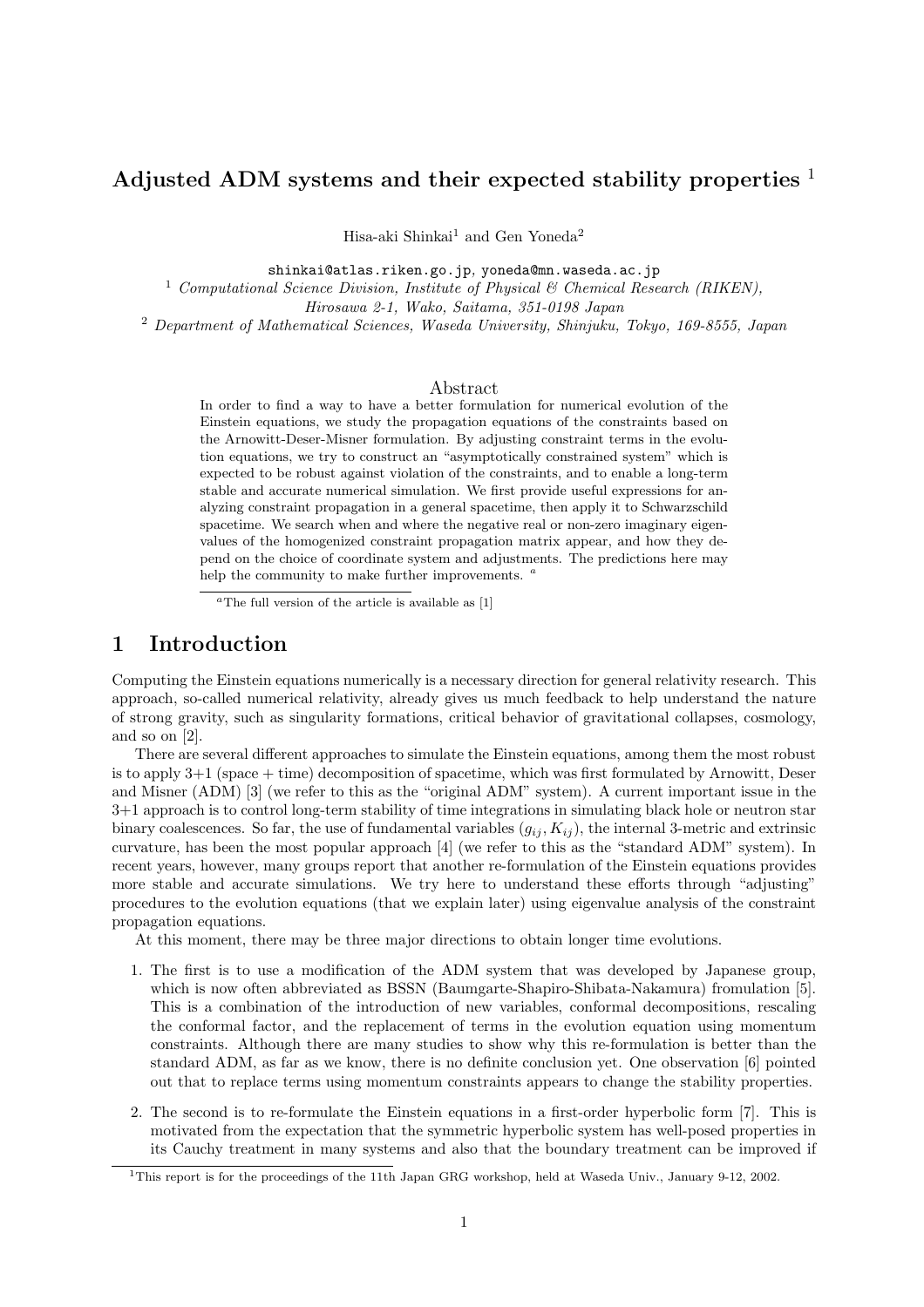# Adjusted ADM systems and their expected stability properties [1]

Hisa-aki Shinkai[1] and Gen Yoneda[2]

shinkai@atlas.riken.go.jp, yoneda@mn.waseda.ac.jp

[1] *Computational Science Division, Institute of Physical & Chemical Research (RIKEN), Hirosawa 2-1, Wako, Saitama, 351-0198 Japan*

[2] *Department of Mathematical Sciences, Waseda University, Shinjuku, Tokyo, 169-8555, Japan*

## Abstract

In order to find a way to have a better formulation for numerical evolution of the Einstein equations, we study the propagation equations of the constraints based on the Arnowitt-Deser-Misner formulation. By adjusting constraint terms in the evolution equations, we try to construct an "asymptotically constrained system" which is expected to be robust against violation of the constraints, and to enable a long-term stable and accurate numerical simulation. We first provide useful expressions for analyzing constraint propagation in a general spacetime, then apply it to Schwarzschild spacetime. We search when and where the negative real or non-zero imaginary eigenvalues of the homogenized constraint propagation matrix appear, and how they depend on the choice of coordinate system and adjustments. The predictions here may help the community to make further improvements. [a]

[a] The full version of the article is available as [1]

## 1 Introduction

Computing the Einstein equations numerically is a necessary direction for general relativity research. This approach, so-called numerical relativity, already gives us much feedback to help understand the nature of strong gravity, such as singularity formations, critical behavior of gravitational collapses, cosmology, and so on [2].

There are several different approaches to simulate the Einstein equations, among them the most robust is to apply 3+1 (space + time) decomposition of spacetime, which was first formulated by Arnowitt, Deser and Misner (ADM) [3] (we refer to this as the "original ADM" system). A current important issue in the 3+1 approach is to control long-term stability of time integrations in simulating black hole or neutron star binary coalescences. So far, the use of fundamental variables $(g_{ij}, K_{ij})$, the internal 3-metric and extrinsic curvature, has been the most popular approach [4] (we refer to this as the "standard ADM" system). In recent years, however, many groups report that another re-formulation of the Einstein equations provides more stable and accurate simulations. We try here to understand these efforts through "adjusting" procedures to the evolution equations (that we explain later) using eigenvalue analysis of the constraint propagation equations.

At this moment, there may be three major directions to obtain longer time evolutions.

1. The first is to use a modification of the ADM system that was developed by Japanese group, which is now often abbreviated as BSSN (Baumgarte-Shapiro-Shibata-Nakamura) fromulation [5]. This is a combination of the introduction of new variables, conformal decompositions, rescaling the conformal factor, and the replacement of terms in the evolution equation using momentum constraints. Although there are many studies to show why this re-formulation is better than the standard ADM, as far as we know, there is no definite conclusion yet. One observation [6] pointed out that to replace terms using momentum constraints appears to change the stability properties.

2. The second is to re-formulate the Einstein equations in a first-order hyperbolic form [7]. This is motivated from the expectation that the symmetric hyperbolic system has well-posed properties in its Cauchy treatment in many systems and also that the boundary treatment can be improved if

[1] This report is for the proceedings of the 11th Japan GRG workshop, held at Waseda Univ., January 9-12, 2002.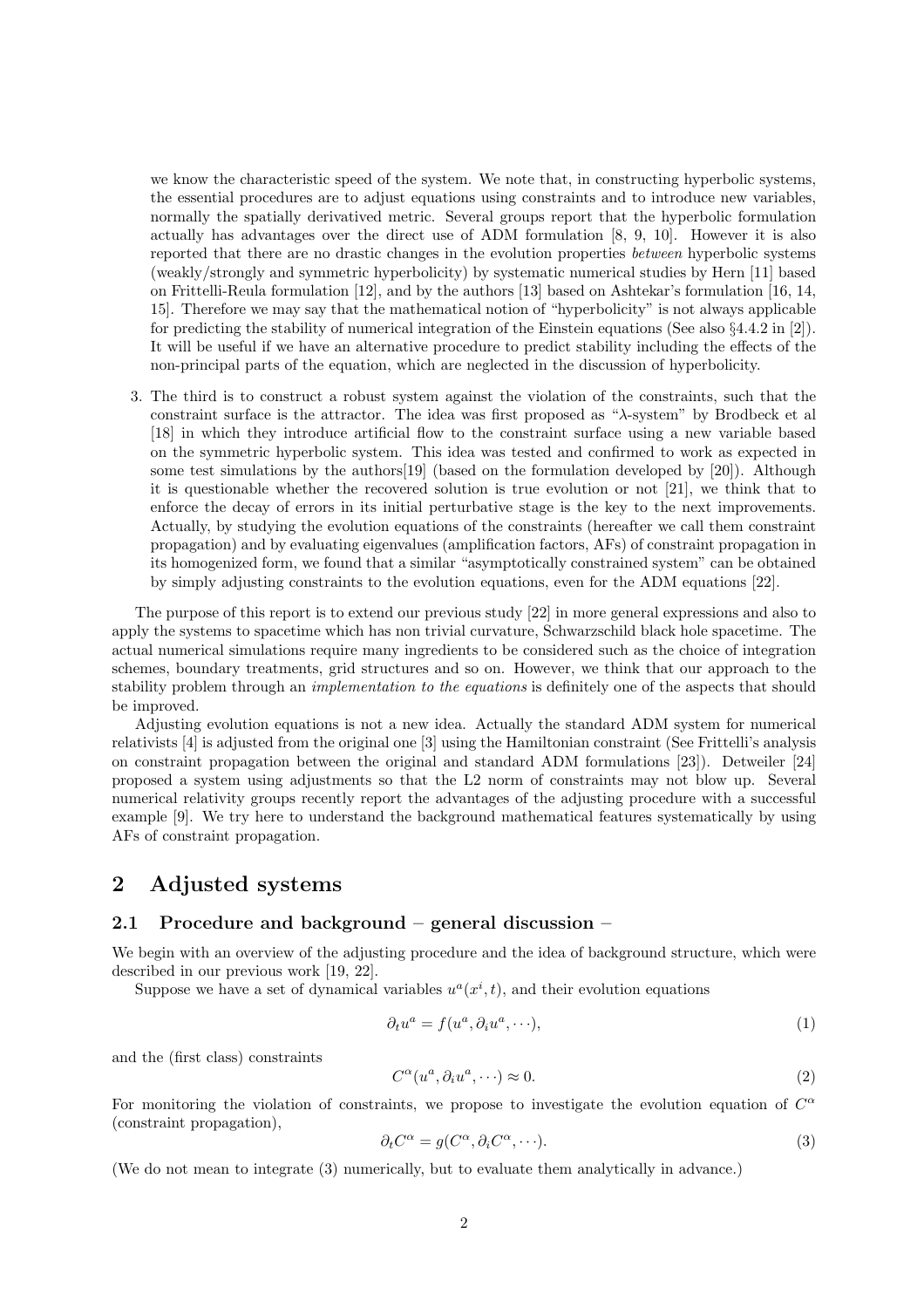we know the characteristic speed of the system. We note that, in constructing hyperbolic systems, the essential procedures are to adjust equations using constraints and to introduce new variables, normally the spatially derivatived metric. Several groups report that the hyperbolic formulation actually has advantages over the direct use of ADM formulation [8, 9, 10]. However it is also reported that there are no drastic changes in the evolution properties *between* hyperbolic systems (weakly/strongly and symmetric hyperbolicity) by systematic numerical studies by Hern [11] based on Frittelli-Reula formulation [12], and by the authors [13] based on Ashtekar's formulation [16, 14, 15]. Therefore we may say that the mathematical notion of "hyperbolicity" is not always applicable for predicting the stability of numerical integration of the Einstein equations (See also §4.4.2 in [2]). It will be useful if we have an alternative procedure to predict stability including the effects of the non-principal parts of the equation, which are neglected in the discussion of hyperbolicity.

3. The third is to construct a robust system against the violation of the constraints, such that the constraint surface is the attractor. The idea was first proposed as "$\lambda$-system" by Brodbeck et al [18] in which they introduce artificial flow to the constraint surface using a new variable based on the symmetric hyperbolic system. This idea was tested and confirmed to work as expected in some test simulations by the authors[19] (based on the formulation developed by [20]). Although it is questionable whether the recovered solution is true evolution or not [21], we think that to enforce the decay of errors in its initial perturbative stage is the key to the next improvements. Actually, by studying the evolution equations of the constraints (hereafter we call them constraint propagation) and by evaluating eigenvalues (amplification factors, AFs) of constraint propagation in its homogenized form, we found that a similar "asymptotically constrained system" can be obtained by simply adjusting constraints to the evolution equations, even for the ADM equations [22].

The purpose of this report is to extend our previous study [22] in more general expressions and also to apply the systems to spacetime which has non trivial curvature, Schwarzschild black hole spacetime. The actual numerical simulations require many ingredients to be considered such as the choice of integration schemes, boundary treatments, grid structures and so on. However, we think that our approach to the stability problem through an *implementation to the equations* is definitely one of the aspects that should be improved.

Adjusting evolution equations is not a new idea. Actually the standard ADM system for numerical relativists [4] is adjusted from the original one [3] using the Hamiltonian constraint (See Frittelli's analysis on constraint propagation between the original and standard ADM formulations [23]). Detweiler [24] proposed a system using adjustments so that the L2 norm of constraints may not blow up. Several numerical relativity groups recently report the advantages of the adjusting procedure with a successful example [9]. We try here to understand the background mathematical features systematically by using AFs of constraint propagation.

## 2 Adjusted systems

### 2.1 Procedure and background – general discussion –

We begin with an overview of the adjusting procedure and the idea of background structure, which were described in our previous work [19, 22].

Suppose we have a set of dynamical variables $u^a(x^i, t)$, and their evolution equations

$$\partial_t u^a = f(u^a, \partial_i u^a, \cdots), \tag{1}$$

and the (first class) constraints

$$C^\alpha(u^a, \partial_i u^a, \cdots) \approx 0. \tag{2}$$

For monitoring the violation of constraints, we propose to investigate the evolution equation of $C^\alpha$ (constraint propagation),

$$\partial_t C^\alpha = g(C^\alpha, \partial_i C^\alpha, \cdots). \tag{3}$$

(We do not mean to integrate (3) numerically, but to evaluate them analytically in advance.)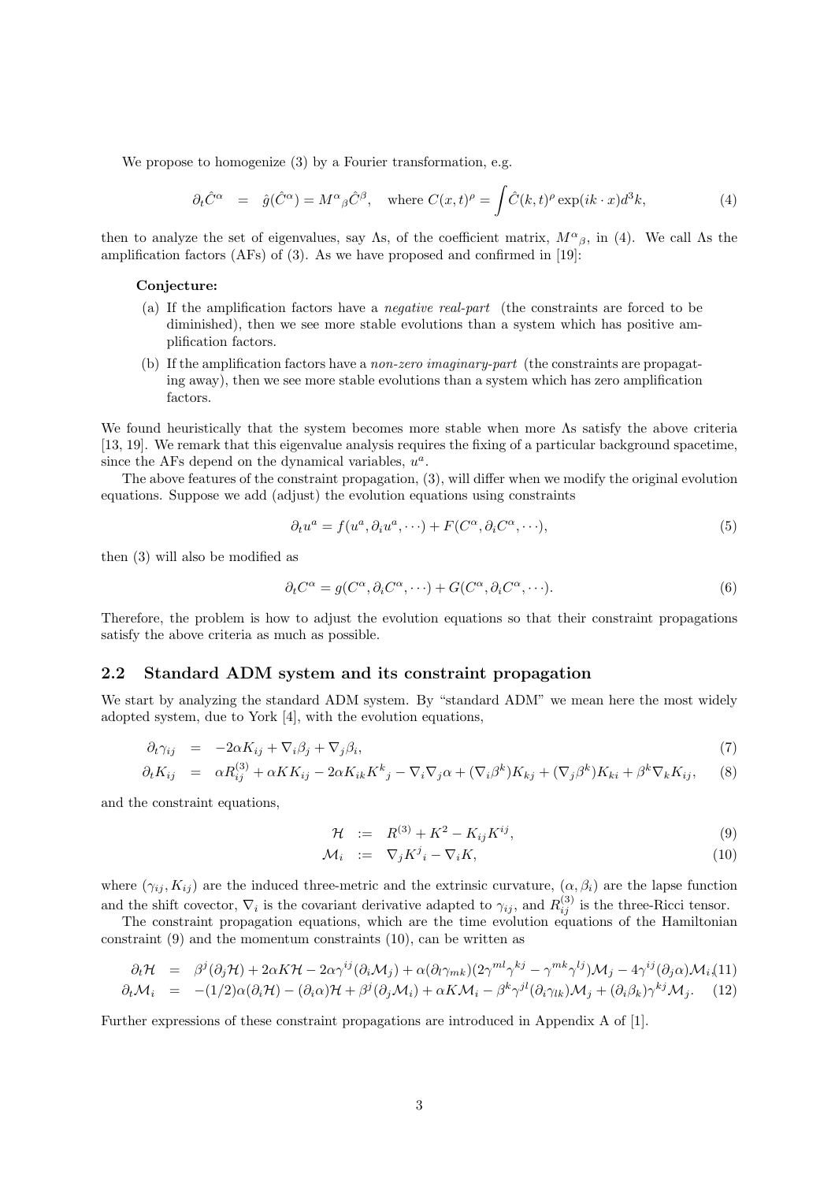We propose to homogenize (3) by a Fourier transformation, e.g.

$$\partial_t \hat{C}^\alpha = \hat{g}(\hat{C}^\alpha) = M^\alpha{}_\beta \hat{C}^\beta, \quad \text{where } C(x,t)^\rho = \int \hat{C}(k,t)^\rho \exp(ik\cdot x) d^3k, \tag{4}$$

then to analyze the set of eigenvalues, say $\Lambda$s, of the coefficient matrix, $M^\alpha{}_\beta$, in (4). We call $\Lambda$s the amplification factors (AFs) of (3). As we have proposed and confirmed in [19]:

**Conjecture:**

(a) If the amplification factors have a *negative real-part* (the constraints are forced to be diminished), then we see more stable evolutions than a system which has positive amplification factors.

(b) If the amplification factors have a *non-zero imaginary-part* (the constraints are propagating away), then we see more stable evolutions than a system which has zero amplification factors.

We found heuristically that the system becomes more stable when more $\Lambda$s satisfy the above criteria [13, 19]. We remark that this eigenvalue analysis requires the fixing of a particular background spacetime, since the AFs depend on the dynamical variables, $u^a$.

The above features of the constraint propagation, (3), will differ when we modify the original evolution equations. Suppose we add (adjust) the evolution equations using constraints

$$\partial_t u^a = f(u^a, \partial_i u^a, \cdots) + F(C^\alpha, \partial_i C^\alpha, \cdots), \tag{5}$$

then (3) will also be modified as

$$\partial_t C^\alpha = g(C^\alpha, \partial_i C^\alpha, \cdots) + G(C^\alpha, \partial_i C^\alpha, \cdots). \tag{6}$$

Therefore, the problem is how to adjust the evolution equations so that their constraint propagations satisfy the above criteria as much as possible.

## 2.2 Standard ADM system and its constraint propagation

We start by analyzing the standard ADM system. By "standard ADM" we mean here the most widely adopted system, due to York [4], with the evolution equations,

$$\partial_t \gamma_{ij} = -2\alpha K_{ij} + \nabla_i \beta_j + \nabla_j \beta_i, \tag{7}$$

$$\partial_t K_{ij} = \alpha R^{(3)}_{ij} + \alpha K K_{ij} - 2\alpha K_{ik} K^k{}_j - \nabla_i \nabla_j \alpha + (\nabla_i \beta^k) K_{kj} + (\nabla_j \beta^k) K_{ki} + \beta^k \nabla_k K_{ij}, \tag{8}$$

and the constraint equations,

$$\mathcal{H} := R^{(3)} + K^2 - K_{ij} K^{ij}, \tag{9}$$

$$\mathcal{M}_i := \nabla_j K^j{}_i - \nabla_i K, \tag{10}$$

where $(\gamma_{ij}, K_{ij})$ are the induced three-metric and the extrinsic curvature, $(\alpha, \beta_i)$ are the lapse function and the shift covector, $\nabla_i$ is the covariant derivative adapted to $\gamma_{ij}$, and $R^{(3)}_{ij}$ is the three-Ricci tensor.

The constraint propagation equations, which are the time evolution equations of the Hamiltonian constraint (9) and the momentum constraints (10), can be written as

$$\partial_t \mathcal{H} = \beta^j (\partial_j \mathcal{H}) + 2\alpha K \mathcal{H} - 2\alpha \gamma^{ij} (\partial_i \mathcal{M}_j) + \alpha (\partial_l \gamma_{mk})(2\gamma^{ml}\gamma^{kj} - \gamma^{mk}\gamma^{lj})\mathcal{M}_j - 4\gamma^{ij}(\partial_j \alpha)\mathcal{M}_i, \tag{11}$$

$$\partial_t \mathcal{M}_i = -(1/2)\alpha(\partial_i \mathcal{H}) - (\partial_i \alpha)\mathcal{H} + \beta^j (\partial_j \mathcal{M}_i) + \alpha K \mathcal{M}_i - \beta^k \gamma^{jl} (\partial_i \gamma_{lk}) \mathcal{M}_j + (\partial_i \beta_k) \gamma^{kj} \mathcal{M}_j. \tag{12}$$

Further expressions of these constraint propagations are introduced in Appendix A of [1].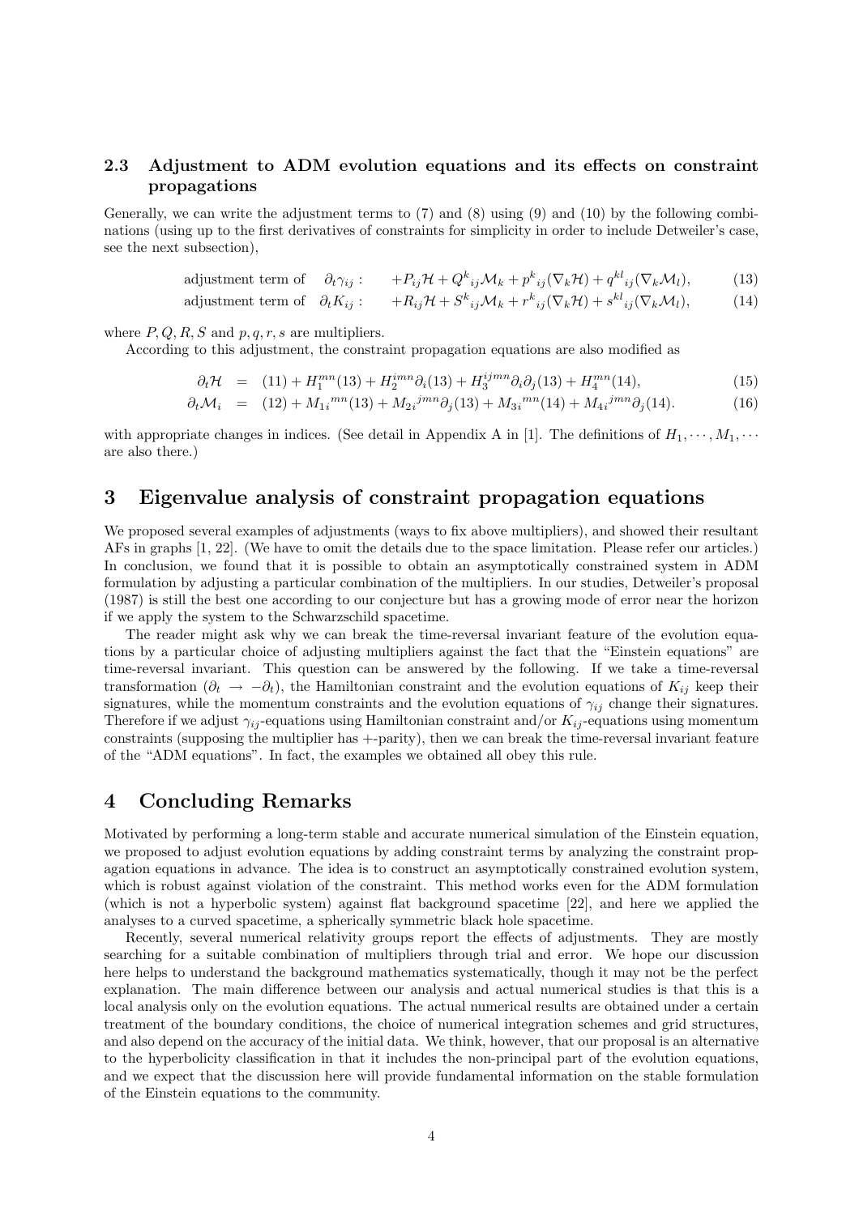### 2.3 Adjustment to ADM evolution equations and its effects on constraint propagations

Generally, we can write the adjustment terms to (7) and (8) using (9) and (10) by the following combinations (using up to the first derivatives of constraints for simplicity in order to include Detweiler's case, see the next subsection),

$$\text{adjustment term of} \quad \partial_t \gamma_{ij} : \qquad +P_{ij}\mathcal{H} + Q^k{}_{ij}\mathcal{M}_k + p^k{}_{ij}(\nabla_k \mathcal{H}) + q^{kl}{}_{ij}(\nabla_k \mathcal{M}_l), \tag{13}$$

$$\text{adjustment term of} \quad \partial_t K_{ij} : \qquad +R_{ij}\mathcal{H} + S^k{}_{ij}\mathcal{M}_k + r^k{}_{ij}(\nabla_k \mathcal{H}) + s^{kl}{}_{ij}(\nabla_k \mathcal{M}_l), \tag{14}$$

where $P, Q, R, S$ and $p, q, r, s$ are multipliers.

According to this adjustment, the constraint propagation equations are also modified as

$$\partial_t \mathcal{H} = (11) + H_1^{mn}(13) + H_2^{imn}\partial_i(13) + H_3^{ijmn}\partial_i\partial_j(13) + H_4^{mn}(14), \tag{15}$$

$$\partial_t \mathcal{M}_i = (12) + M_{1i}{}^{mn}(13) + M_{2i}{}^{jmn}\partial_j(13) + M_{3i}{}^{mn}(14) + M_{4i}{}^{jmn}\partial_j(14). \tag{16}$$

with appropriate changes in indices. (See detail in Appendix A in [1]. The definitions of $H_1, \cdots, M_1, \cdots$ are also there.)

## 3 Eigenvalue analysis of constraint propagation equations

We proposed several examples of adjustments (ways to fix above multipliers), and showed their resultant AFs in graphs [1, 22]. (We have to omit the details due to the space limitation. Please refer our articles.) In conclusion, we found that it is possible to obtain an asymptotically constrained system in ADM formulation by adjusting a particular combination of the multipliers. In our studies, Detweiler's proposal (1987) is still the best one according to our conjecture but has a growing mode of error near the horizon if we apply the system to the Schwarzschild spacetime.

The reader might ask why we can break the time-reversal invariant feature of the evolution equations by a particular choice of adjusting multipliers against the fact that the "Einstein equations" are time-reversal invariant. This question can be answered by the following. If we take a time-reversal transformation ($\partial_t \to -\partial_t$), the Hamiltonian constraint and the evolution equations of $K_{ij}$ keep their signatures, while the momentum constraints and the evolution equations of $\gamma_{ij}$ change their signatures. Therefore if we adjust $\gamma_{ij}$-equations using Hamiltonian constraint and/or $K_{ij}$-equations using momentum constraints (supposing the multiplier has $+$-parity), then we can break the time-reversal invariant feature of the "ADM equations". In fact, the examples we obtained all obey this rule.

## 4 Concluding Remarks

Motivated by performing a long-term stable and accurate numerical simulation of the Einstein equation, we proposed to adjust evolution equations by adding constraint terms by analyzing the constraint propagation equations in advance. The idea is to construct an asymptotically constrained evolution system, which is robust against violation of the constraint. This method works even for the ADM formulation (which is not a hyperbolic system) against flat background spacetime [22], and here we applied the analyses to a curved spacetime, a spherically symmetric black hole spacetime.

Recently, several numerical relativity groups report the effects of adjustments. They are mostly searching for a suitable combination of multipliers through trial and error. We hope our discussion here helps to understand the background mathematics systematically, though it may not be the perfect explanation. The main difference between our analysis and actual numerical studies is that this is a local analysis only on the evolution equations. The actual numerical results are obtained under a certain treatment of the boundary conditions, the choice of numerical integration schemes and grid structures, and also depend on the accuracy of the initial data. We think, however, that our proposal is an alternative to the hyperbolicity classification in that it includes the non-principal part of the evolution equations, and we expect that the discussion here will provide fundamental information on the stable formulation of the Einstein equations to the community.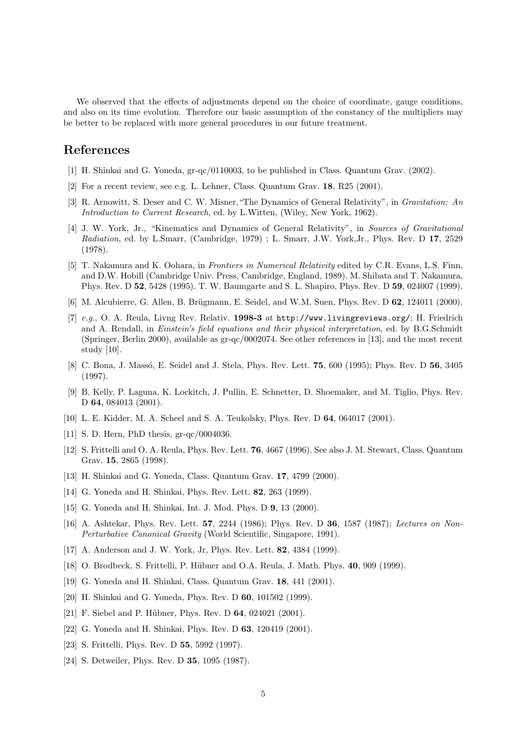We observed that the effects of adjustments depend on the choice of coordinate, gauge conditions, and also on its time evolution. Therefore our basic assumption of the constancy of the multipliers may be better to be replaced with more general procedures in our future treatment.

## References

[1] H. Shinkai and G. Yoneda, gr-qc/0110003, to be published in Class. Quantum Grav. (2002).

[2] For a recent review, see e.g. L. Lehner, Class. Quantum Grav. **18**, R25 (2001).

[3] R. Arnowitt, S. Deser and C. W. Misner,"The Dynamics of General Relativity", in *Gravitation: An Introduction to Current Research*, ed. by L.Witten, (Wiley, New York, 1962).

[4] J. W. York, Jr., "Kinematics and Dynamics of General Relativity", in *Sources of Gravitational Radiation*, ed. by L.Smarr, (Cambridge, 1979) ; L. Smarr, J.W. York,Jr., Phys. Rev. D **17**, 2529 (1978).

[5] T. Nakamura and K. Oohara, in *Frontiers in Numerical Relativity* edited by C.R. Evans, L.S. Finn, and D.W. Hobill (Cambridge Univ. Press, Cambridge, England, 1989). M. Shibata and T. Nakamura, Phys. Rev. D **52**, 5428 (1995). T. W. Baumgarte and S. L. Shapiro, Phys. Rev. D **59**, 024007 (1999).

[6] M. Alcubierre, G. Allen, B. Brügmann, E. Seidel, and W.M. Suen, Phys. Rev. D **62**, 124011 (2000).

[7] *e.g.*, O. A. Reula, Livng Rev. Relativ. **1998-3** at `http://www.livingreviews.org/`; H. Friedrich and A. Rendall, in *Einstein's field equations and their physical interpretation*, ed. by B.G.Schmidt (Springer, Berlin 2000), available as gr-qc/0002074. See other references in [13], and the most recent study [10].

[8] C. Bona, J. Massó, E. Seidel and J. Stela, Phys. Rev. Lett. **75**, 600 (1995); Phys. Rev. D **56**, 3405 (1997).

[9] B. Kelly, P. Laguna, K. Lockitch, J. Pullin, E. Schnetter, D. Shoemaker, and M. Tiglio, Phys. Rev. D **64**, 084013 (2001).

[10] L. E. Kidder, M. A. Scheel and S. A. Teukolsky, Phys. Rev. D **64**, 064017 (2001).

[11] S. D. Hern, PhD thesis, gr-qc/0004036.

[12] S. Frittelli and O. A. Reula, Phys. Rev. Lett. **76**, 4667 (1996). See also J. M. Stewart, Class. Quantum Grav. **15**, 2865 (1998).

[13] H. Shinkai and G. Yoneda, Class. Quantum Grav. **17**, 4799 (2000).

[14] G. Yoneda and H. Shinkai, Phys. Rev. Lett. **82**, 263 (1999).

[15] G. Yoneda and H. Shinkai, Int. J. Mod. Phys. D **9**, 13 (2000).

[16] A. Ashtekar, Phys. Rev. Lett. **57**, 2244 (1986); Phys. Rev. D **36**, 1587 (1987); *Lectures on Non-Perturbative Canonical Gravity* (World Scientific, Singapore, 1991).

[17] A. Anderson and J. W. York, Jr, Phys. Rev. Lett. **82**, 4384 (1999).

[18] O. Brodbeck, S. Frittelli, P. Hübner and O.A. Reula, J. Math. Phys. **40**, 909 (1999).

[19] G. Yoneda and H. Shinkai, Class. Quantum Grav. **18**, 441 (2001).

[20] H. Shinkai and G. Yoneda, Phys. Rev. D **60**, 101502 (1999).

[21] F. Siebel and P. Hübner, Phys. Rev. D **64**, 024021 (2001).

[22] G. Yoneda and H. Shinkai, Phys. Rev. D **63**, 120419 (2001).

[23] S. Frittelli, Phys. Rev. D **55**, 5992 (1997).

[24] S. Detweiler, Phys. Rev. D **35**, 1095 (1987).